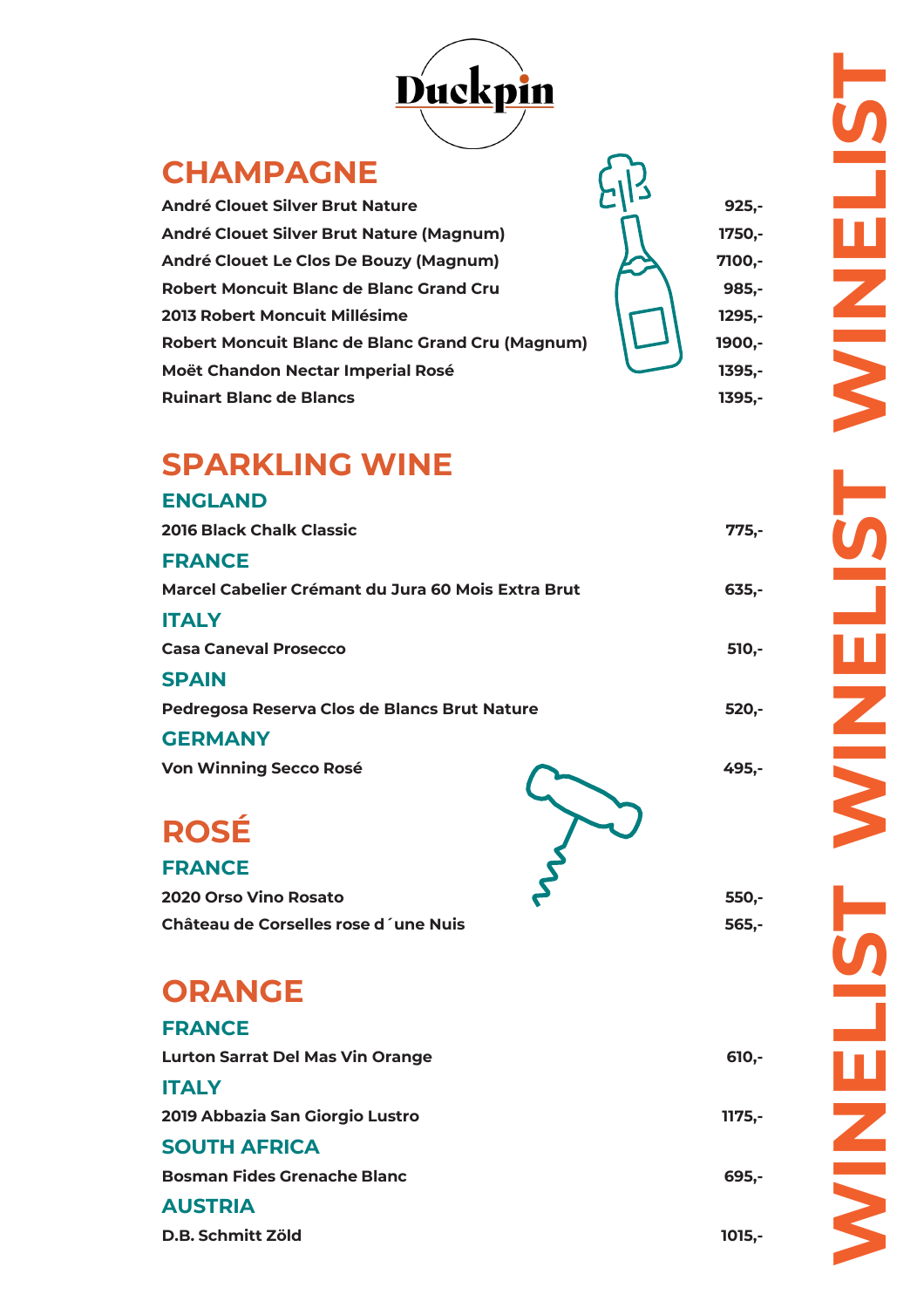# Duckpin

# WINELIST WINELIST WINELIST

## CHAMPAGNE

| | |
|---|---|
| André Clouet Silver Brut Nature | 925,- |
| André Clouet Silver Brut Nature (Magnum) | 1750,- |
| André Clouet Le Clos De Bouzy (Magnum) | 7100,- |
| Robert Moncuit Blanc de Blanc Grand Cru | 985,- |
| 2013 Robert Moncuit Millésime | 1295,- |
| Robert Moncuit Blanc de Blanc Grand Cru (Magnum) | 1900,- |
| Moët Chandon Nectar Imperial Rosé | 1395,- |
| Ruinart Blanc de Blancs | 1395,- |

## SPARKLING WINE

### ENGLAND

| | |
|---|---|
| 2016 Black Chalk Classic | 775,- |

### FRANCE

| | |
|---|---|
| Marcel Cabelier Crémant du Jura 60 Mois Extra Brut | 635,- |

### ITALY

| | |
|---|---|
| Casa Caneval Prosecco | 510,- |

### SPAIN

| | |
|---|---|
| Pedregosa Reserva Clos de Blancs Brut Nature | 520,- |

### GERMANY

| | |
|---|---|
| Von Winning Secco Rosé | 495,- |

## ROSÉ

### FRANCE

| | |
|---|---|
| 2020 Orso Vino Rosato | 550,- |
| Château de Corselles rose d´une Nuis | 565,- |

## ORANGE

### FRANCE

| | |
|---|---|
| Lurton Sarrat Del Mas Vin Orange | 610,- |

### ITALY

| | |
|---|---|
| 2019 Abbazia San Giorgio Lustro | 1175,- |

### SOUTH AFRICA

| | |
|---|---|
| Bosman Fides Grenache Blanc | 695,- |

### AUSTRIA

| | |
|---|---|
| D.B. Schmitt Zöld | 1015,- |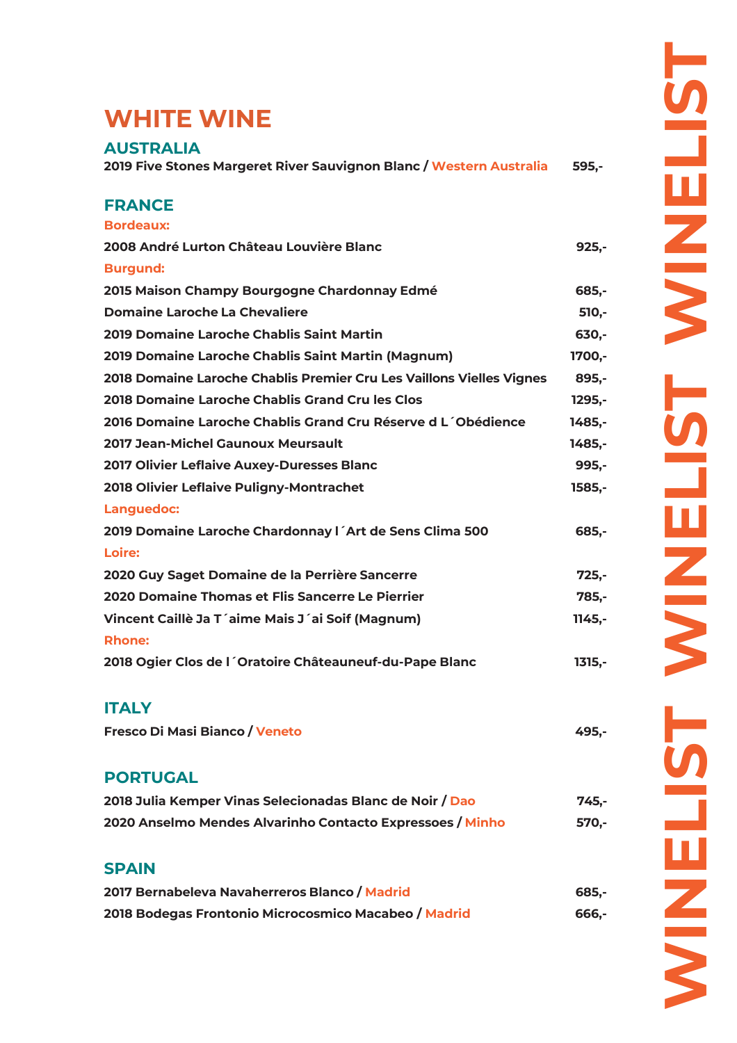# WHITE WINE

## AUSTRALIA

**2019 Five Stones Margeret River Sauvignon Blanc / Western Australia** 595,-

## FRANCE

### Bordeaux:

**2008 André Lurton Château Louvière Blanc** 925,-

### Burgund:

**2015 Maison Champy Bourgogne Chardonnay Edmé** 685,-

**Domaine Laroche La Chevaliere** 510,-

**2019 Domaine Laroche Chablis Saint Martin** 630,-

**2019 Domaine Laroche Chablis Saint Martin (Magnum)** 1700,-

**2018 Domaine Laroche Chablis Premier Cru Les Vaillons Vielles Vignes** 895,-

**2018 Domaine Laroche Chablis Grand Cru les Clos** 1295,-

**2016 Domaine Laroche Chablis Grand Cru Réserve d L´Obédience** 1485,-

**2017 Jean-Michel Gaunoux Meursault** 1485,-

**2017 Olivier Leflaive Auxey-Duresses Blanc** 995,-

**2018 Olivier Leflaive Puligny-Montrachet** 1585,-

### Languedoc:

**2019 Domaine Laroche Chardonnay l´Art de Sens Clima 500** 685,-

### Loire:

**2020 Guy Saget Domaine de la Perrière Sancerre** 725,-

**2020 Domaine Thomas et Flis Sancerre Le Pierrier** 785,-

**Vincent Caillè Ja T´aime Mais J´ai Soif (Magnum)** 1145,-

### Rhone:

**2018 Ogier Clos de l´Oratoire Châteauneuf-du-Pape Blanc** 1315,-

## ITALY

**Fresco Di Masi Bianco / Veneto** 495,-

## PORTUGAL

**2018 Julia Kemper Vinas Selecionadas Blanc de Noir / Dao** 745,-

**2020 Anselmo Mendes Alvarinho Contacto Expressoes / Minho** 570,-

## SPAIN

**2017 Bernabeleva Navaherreros Blanco / Madrid** 685,-

**2018 Bodegas Frontonio Microcosmico Macabeo / Madrid** 666,-

WINELIST WINELIST WINELIST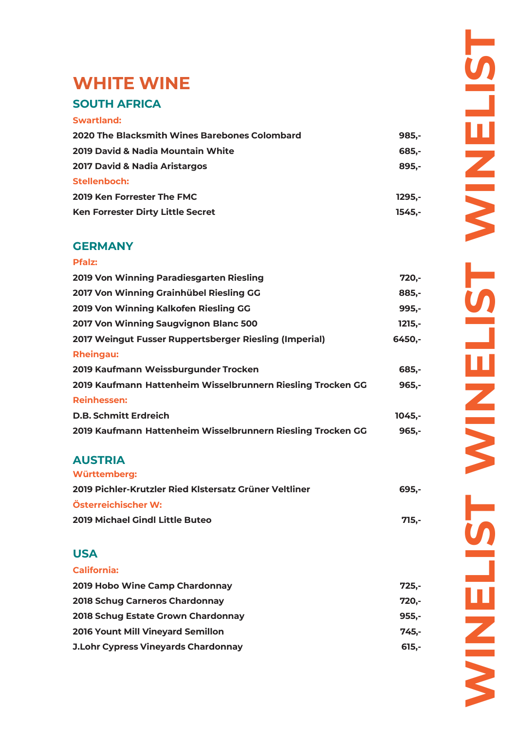# WHITE WINE

## SOUTH AFRICA

### Swartland:

| | |
|---|---|
| 2020 The Blacksmith Wines Barebones Colombard | 985,- |
| 2019 David & Nadia Mountain White | 685,- |
| 2017 David & Nadia Aristargos | 895,- |

### Stellenboch:

| | |
|---|---|
| 2019 Ken Forrester The FMC | 1295,- |
| Ken Forrester Dirty Little Secret | 1545,- |

## GERMANY

### Pfalz:

| | |
|---|---|
| 2019 Von Winning Paradiesgarten Riesling | 720,- |
| 2017 Von Winning Grainhübel Riesling GG | 885,- |
| 2019 Von Winning Kalkofen Riesling GG | 995,- |
| 2017 Von Winning Saugvignon Blanc 500 | 1215,- |
| 2017 Weingut Fusser Ruppertsberger Riesling (Imperial) | 6450,- |

### Rheingau:

| | |
|---|---|
| 2019 Kaufmann Weissburgunder Trocken | 685,- |
| 2019 Kaufmann Hattenheim Wisselbrunnern Riesling Trocken GG | 965,- |

### Reinhessen:

| | |
|---|---|
| D.B. Schmitt Erdreich | 1045,- |
| 2019 Kaufmann Hattenheim Wisselbrunnern Riesling Trocken GG | 965,- |

## AUSTRIA

### Württemberg:

| | |
|---|---|
| 2019 Pichler-Krutzler Ried Klstersatz Grüner Veltliner | 695,- |

### Österreichischer W:

| | |
|---|---|
| 2019 Michael Gindl Little Buteo | 715,- |

## USA

### California:

| | |
|---|---|
| 2019 Hobo Wine Camp Chardonnay | 725,- |
| 2018 Schug Carneros Chardonnay | 720,- |
| 2018 Schug Estate Grown Chardonnay | 955,- |
| 2016 Yount Mill Vineyard Semillon | 745,- |
| J.Lohr Cypress Vineyards Chardonnay | 615,- |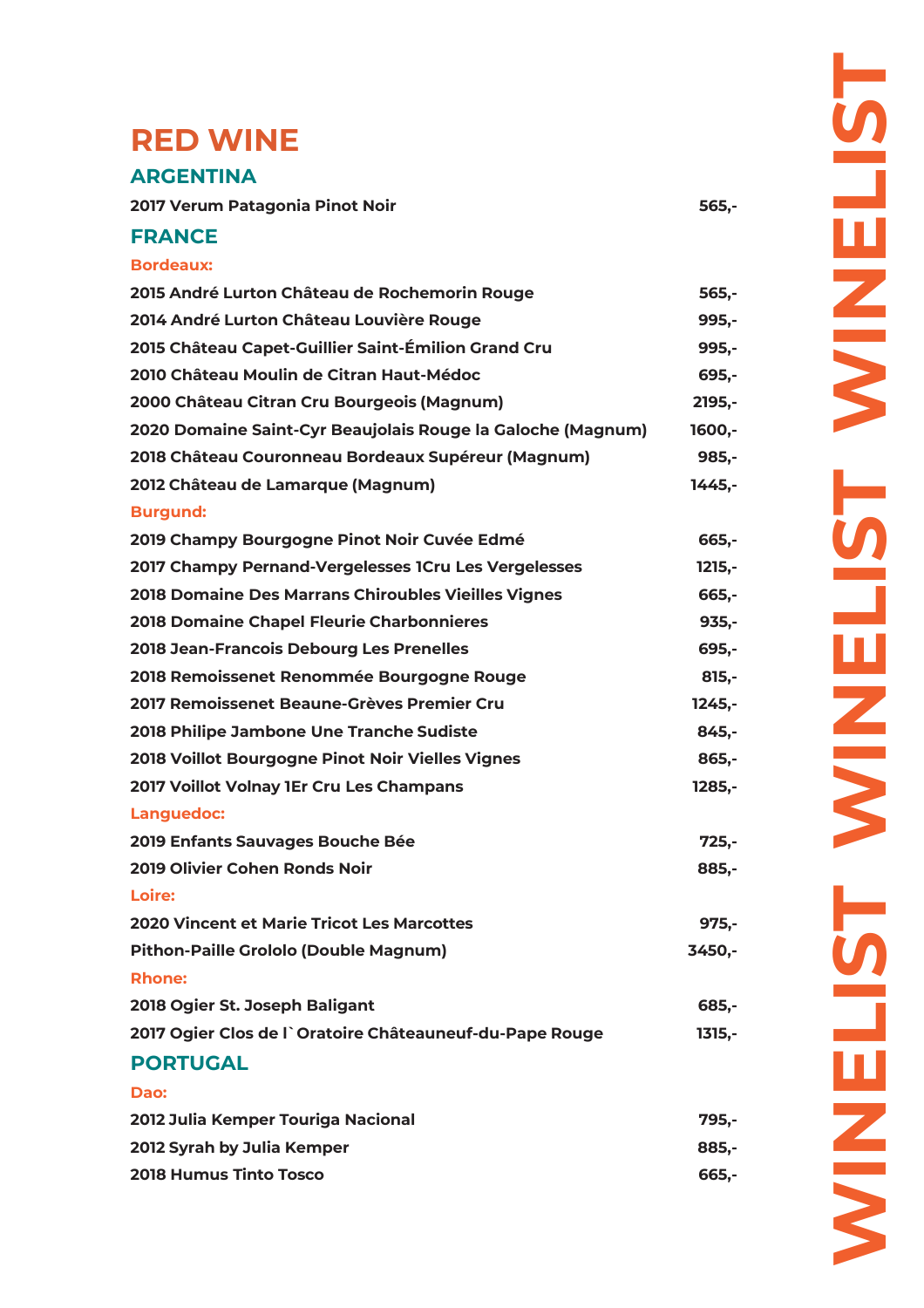# RED WINE

## ARGENTINA

| | |
|---|---|
| 2017 Verum Patagonia Pinot Noir | 565,- |

## FRANCE

### Bordeaux:

| | |
|---|---|
| 2015 André Lurton Château de Rochemorin Rouge | 565,- |
| 2014 André Lurton Château Louvière Rouge | 995,- |
| 2015 Château Capet-Guillier Saint-Émilion Grand Cru | 995,- |
| 2010 Château Moulin de Citran Haut-Médoc | 695,- |
| 2000 Château Citran Cru Bourgeois (Magnum) | 2195,- |
| 2020 Domaine Saint-Cyr Beaujolais Rouge la Galoche (Magnum) | 1600,- |
| 2018 Château Couronneau Bordeaux Supéreur (Magnum) | 985,- |
| 2012 Château de Lamarque (Magnum) | 1445,- |

### Burgund:

| | |
|---|---|
| 2019 Champy Bourgogne Pinot Noir Cuvée Edmé | 665,- |
| 2017 Champy Pernand-Vergelesses 1Cru Les Vergelesses | 1215,- |
| 2018 Domaine Des Marrans Chiroubles Vieilles Vignes | 665,- |
| 2018 Domaine Chapel Fleurie Charbonnieres | 935,- |
| 2018 Jean-Francois Debourg Les Prenelles | 695,- |
| 2018 Remoissenet Renommée Bourgogne Rouge | 815,- |
| 2017 Remoissenet Beaune-Grèves Premier Cru | 1245,- |
| 2018 Philipe Jambone Une Tranche Sudiste | 845,- |
| 2018 Voillot Bourgogne Pinot Noir Vielles Vignes | 865,- |
| 2017 Voillot Volnay 1Er Cru Les Champans | 1285,- |

### Languedoc:

| | |
|---|---|
| 2019 Enfants Sauvages Bouche Bée | 725,- |
| 2019 Olivier Cohen Ronds Noir | 885,- |

### Loire:

| | |
|---|---|
| 2020 Vincent et Marie Tricot Les Marcottes | 975,- |
| Pithon-Paille Grololo (Double Magnum) | 3450,- |

### Rhone:

| | |
|---|---|
| 2018 Ogier St. Joseph Baligant | 685,- |
| 2017 Ogier Clos de l`Oratoire Châteauneuf-du-Pape Rouge | 1315,- |

## PORTUGAL

### Dao:

| | |
|---|---|
| 2012 Julia Kemper Touriga Nacional | 795,- |
| 2012 Syrah by Julia Kemper | 885,- |
| 2018 Humus Tinto Tosco | 665,- |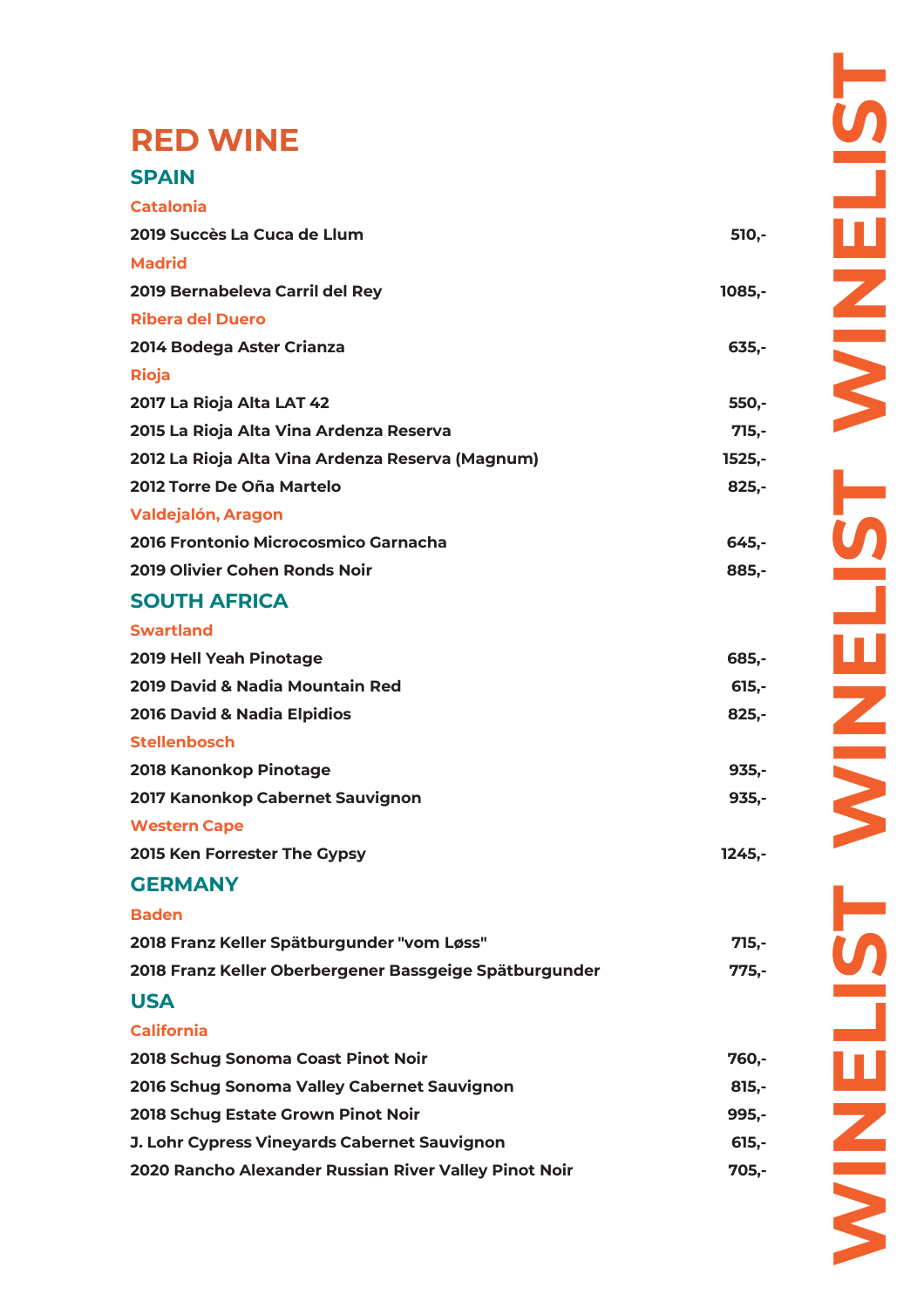# RED WINE

## SPAIN

### Catalonia

| | |
|---|---|
| 2019 Succès La Cuca de Llum | 510,- |

### Madrid

| | |
|---|---|
| 2019 Bernabeleva Carril del Rey | 1085,- |

### Ribera del Duero

| | |
|---|---|
| 2014 Bodega Aster Crianza | 635,- |

### Rioja

| | |
|---|---|
| 2017 La Rioja Alta LAT 42 | 550,- |
| 2015 La Rioja Alta Vina Ardenza Reserva | 715,- |
| 2012 La Rioja Alta Vina Ardenza Reserva (Magnum) | 1525,- |
| 2012 Torre De Oña Martelo | 825,- |

### Valdejalón, Aragon

| | |
|---|---|
| 2016 Frontonio Microcosmico Garnacha | 645,- |
| 2019 Olivier Cohen Ronds Noir | 885,- |

## SOUTH AFRICA

### Swartland

| | |
|---|---|
| 2019 Hell Yeah Pinotage | 685,- |
| 2019 David & Nadia Mountain Red | 615,- |
| 2016 David & Nadia Elpidios | 825,- |

### Stellenbosch

| | |
|---|---|
| 2018 Kanonkop Pinotage | 935,- |
| 2017 Kanonkop Cabernet Sauvignon | 935,- |

### Western Cape

| | |
|---|---|
| 2015 Ken Forrester The Gypsy | 1245,- |

## GERMANY

### Baden

| | |
|---|---|
| 2018 Franz Keller Spätburgunder "vom Løss" | 715,- |
| 2018 Franz Keller Oberbergener Bassgeige Spätburgunder | 775,- |

## USA

### California

| | |
|---|---|
| 2018 Schug Sonoma Coast Pinot Noir | 760,- |
| 2016 Schug Sonoma Valley Cabernet Sauvignon | 815,- |
| 2018 Schug Estate Grown Pinot Noir | 995,- |
| J. Lohr Cypress Vineyards Cabernet Sauvignon | 615,- |
| 2020 Rancho Alexander Russian River Valley Pinot Noir | 705,- |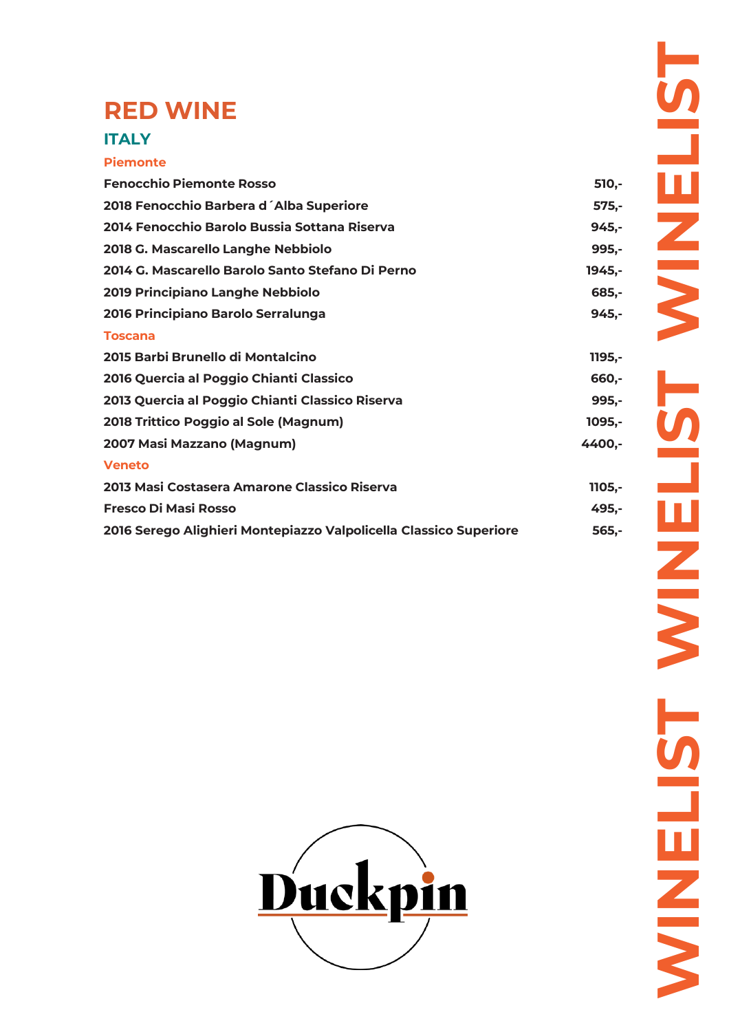# RED WINE

## ITALY

### Piemonte

| | |
|---|---|
| Fenocchio Piemonte Rosso | 510,- |
| 2018 Fenocchio Barbera d´Alba Superiore | 575,- |
| 2014 Fenocchio Barolo Bussia Sottana Riserva | 945,- |
| 2018 G. Mascarello Langhe Nebbiolo | 995,- |
| 2014 G. Mascarello Barolo Santo Stefano Di Perno | 1945,- |
| 2019 Principiano Langhe Nebbiolo | 685,- |
| 2016 Principiano Barolo Serralunga | 945,- |

### Toscana

| | |
|---|---|
| 2015 Barbi Brunello di Montalcino | 1195,- |
| 2016 Quercia al Poggio Chianti Classico | 660,- |
| 2013 Quercia al Poggio Chianti Classico Riserva | 995,- |
| 2018 Trittico Poggio al Sole (Magnum) | 1095,- |
| 2007 Masi Mazzano (Magnum) | 4400,- |

### Veneto

| | |
|---|---|
| 2013 Masi Costasera Amarone Classico Riserva | 1105,- |
| Fresco Di Masi Rosso | 495,- |
| 2016 Serego Alighieri Montepiazzo Valpolicella Classico Superiore | 565,- |

Duckpin

WINELIST WINELIST WINELIST